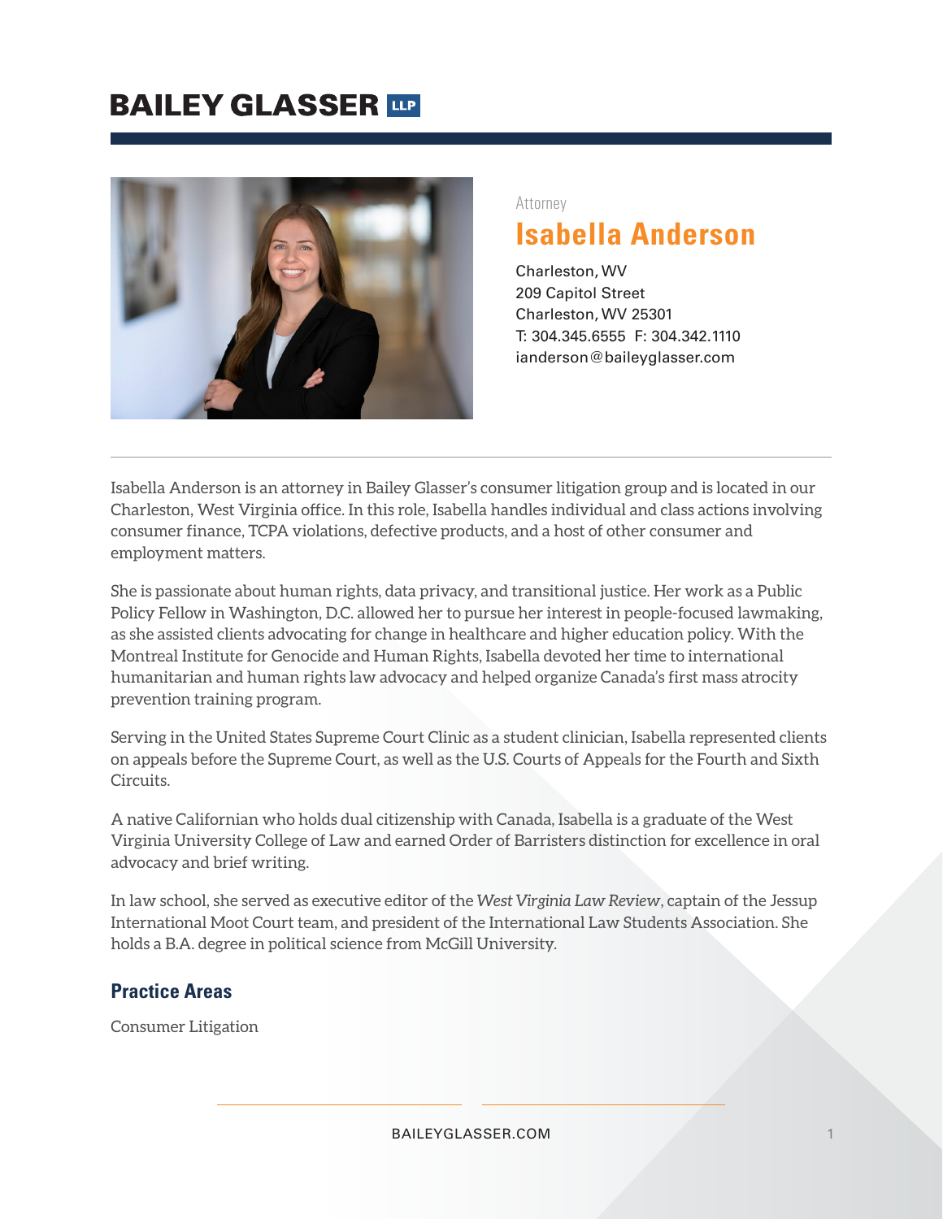# BAILEY GLASSER LLP

Attorney

## Isabella Anderson

Charleston, WV
209 Capitol Street
Charleston, WV 25301
T: 304.345.6555 F: 304.342.1110
ianderson@baileyglasser.com

Isabella Anderson is an attorney in Bailey Glasser's consumer litigation group and is located in our Charleston, West Virginia office. In this role, Isabella handles individual and class actions involving consumer finance, TCPA violations, defective products, and a host of other consumer and employment matters.

She is passionate about human rights, data privacy, and transitional justice. Her work as a Public Policy Fellow in Washington, D.C. allowed her to pursue her interest in people-focused lawmaking, as she assisted clients advocating for change in healthcare and higher education policy. With the Montreal Institute for Genocide and Human Rights, Isabella devoted her time to international humanitarian and human rights law advocacy and helped organize Canada's first mass atrocity prevention training program.

Serving in the United States Supreme Court Clinic as a student clinician, Isabella represented clients on appeals before the Supreme Court, as well as the U.S. Courts of Appeals for the Fourth and Sixth Circuits.

A native Californian who holds dual citizenship with Canada, Isabella is a graduate of the West Virginia University College of Law and earned Order of Barristers distinction for excellence in oral advocacy and brief writing.

In law school, she served as executive editor of the *West Virginia Law Review*, captain of the Jessup International Moot Court team, and president of the International Law Students Association. She holds a B.A. degree in political science from McGill University.

### Practice Areas

Consumer Litigation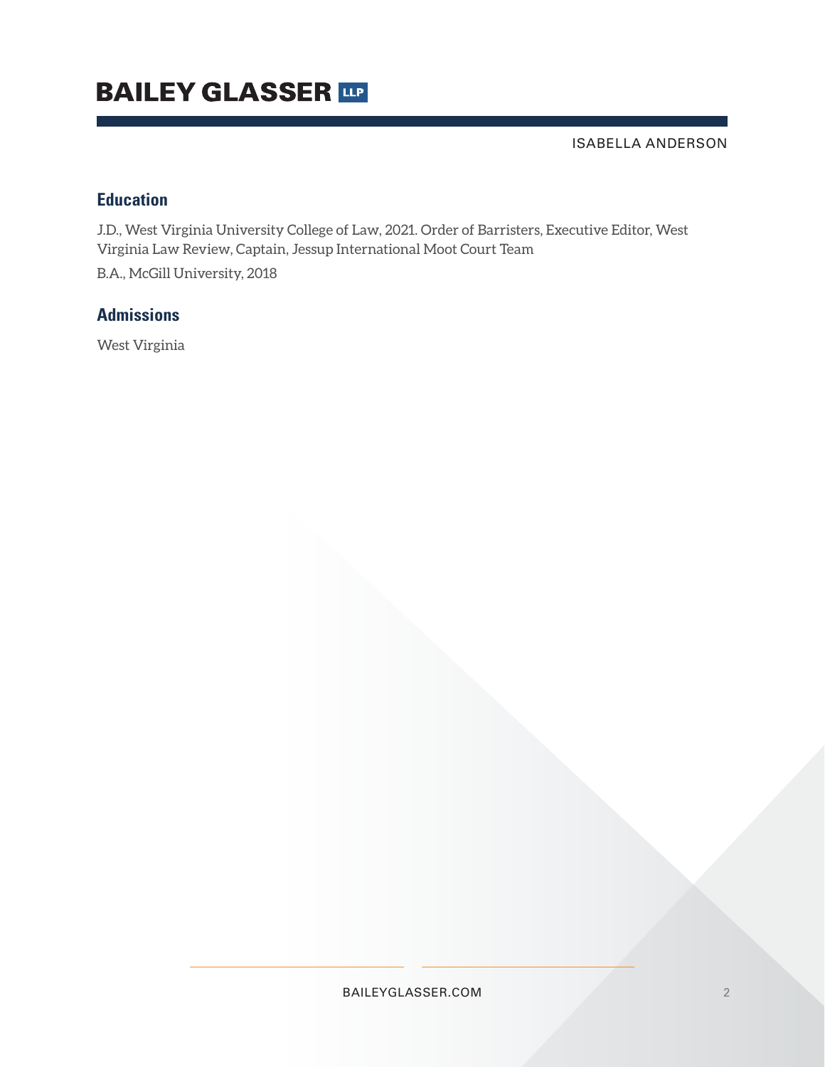## Education

J.D., West Virginia University College of Law, 2021. Order of Barristers, Executive Editor, West Virginia Law Review, Captain, Jessup International Moot Court Team

B.A., McGill University, 2018

## Admissions

West Virginia